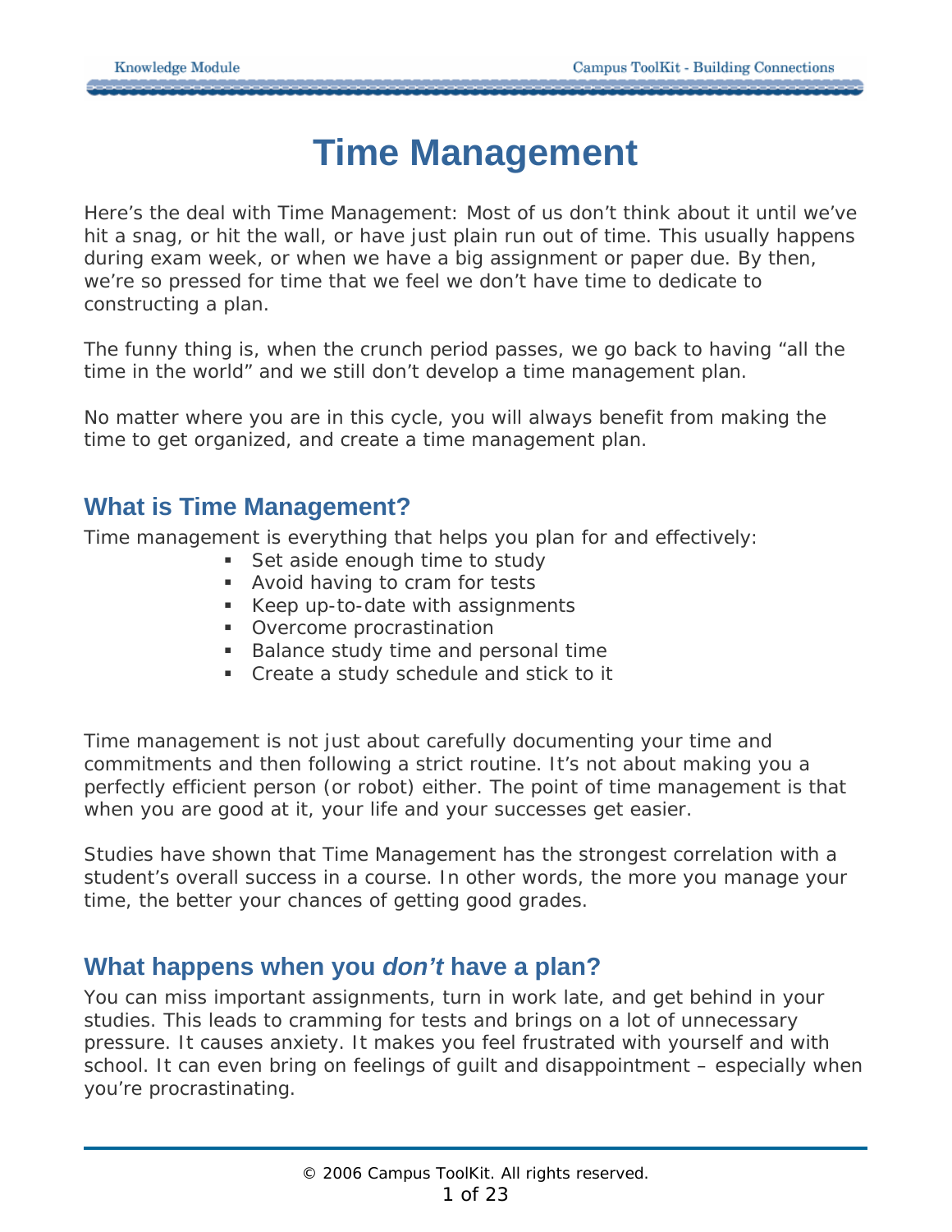# Time Management

Here's the deal with Time Management: Most of us don't think about it until we've hit a snag, or hit the wall, or have just plain run out of time. This usually happens during exam week, or when we have a big assignment or paper due. By then, we're so pressed for time that we feel we don't have time to dedicate to constructing a plan.

The funny thing is, when the crunch period passes, we go back to having "all the time in the world" and we still don't develop a time management plan.

No matter where you are in this cycle, you will always benefit from making the time to get organized, and create a time management plan.

## What is Time Management?

Time management is everything that helps you plan for and effectively:

- Set aside enough time to study
- Avoid having to cram for tests
- Keep up-to-date with assignments
- Overcome procrastination
- Balance study time and personal time
- Create a study schedule and stick to it

Time management is not just about carefully documenting your time and commitments and then following a strict routine. It's not about making you a perfectly efficient person (or robot) either. The point of time management is that when you are good at it, your life and your successes get easier.

Studies have shown that Time Management has the strongest correlation with a student's overall success in a course. In other words, the more you manage your time, the better your chances of getting good grades.

## What happens when you *don't* have a plan?

You can miss important assignments, turn in work late, and get behind in your studies. This leads to cramming for tests and brings on a lot of unnecessary pressure. It causes anxiety. It makes you feel frustrated with yourself and with school. It can even bring on feelings of guilt and disappointment – especially when you're procrastinating.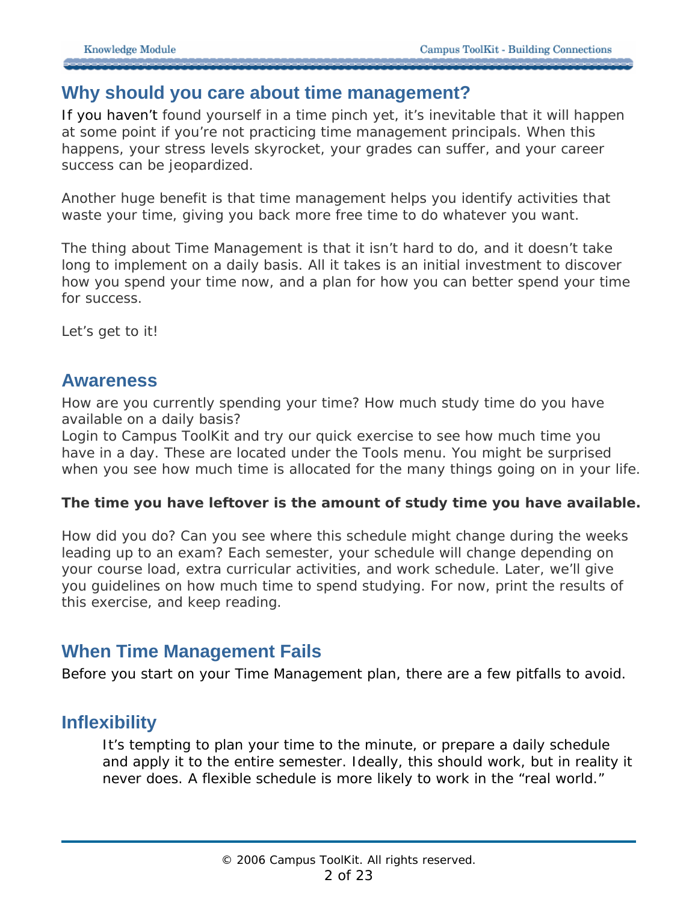## Why should you care about time management?

If you haven't found yourself in a time pinch yet, it's inevitable that it will happen at some point if you're not practicing time management principals. When this happens, your stress levels skyrocket, your grades can suffer, and your career success can be jeopardized.

Another huge benefit is that time management helps you identify activities that waste your time, giving you back more free time to do whatever you want.

The thing about Time Management is that it isn't hard to do, and it doesn't take long to implement on a daily basis. All it takes is an initial investment to discover how you spend your time now, and a plan for how you can better spend your time for success.

Let's get to it!

## Awareness

How are you currently spending your time? How much study time do you have available on a daily basis?
Login to Campus ToolKit and try our quick exercise to see how much time you have in a day. These are located under the Tools menu. You might be surprised when you see how much time is allocated for the many things going on in your life.

**The time you have leftover is the amount of study time you have available.**

How did you do? Can you see where this schedule might change during the weeks leading up to an exam? Each semester, your schedule will change depending on your course load, extra curricular activities, and work schedule. Later, we'll give you guidelines on how much time to spend studying. For now, print the results of this exercise, and keep reading.

## When Time Management Fails

Before you start on your Time Management plan, there are a few pitfalls to avoid.

## Inflexibility

It's tempting to plan your time to the minute, or prepare a daily schedule and apply it to the entire semester. Ideally, this should work, but in reality it never does. A flexible schedule is more likely to work in the "real world."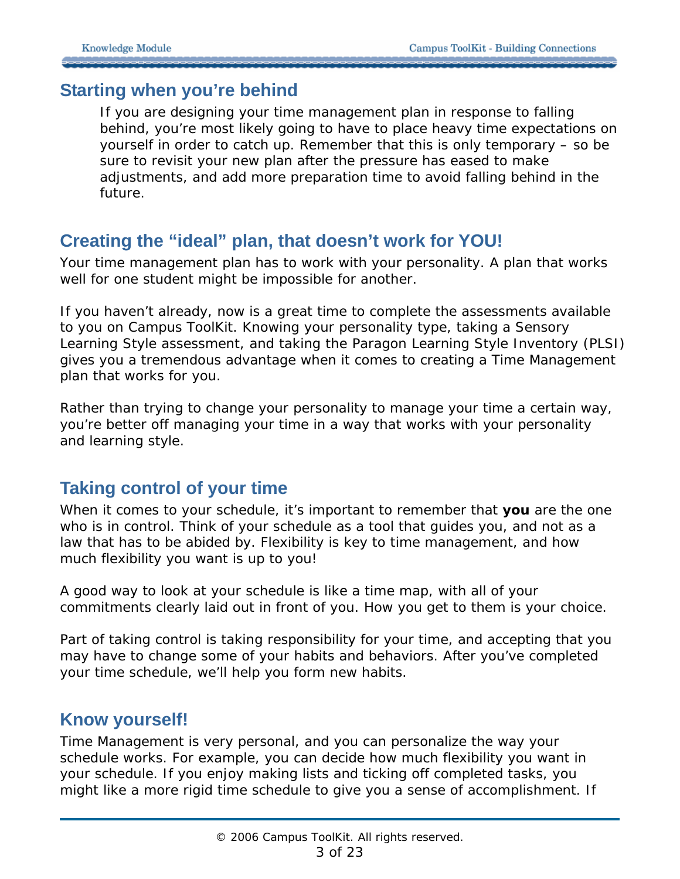## Starting when you're behind

If you are designing your time management plan in response to falling behind, you're most likely going to have to place heavy time expectations on yourself in order to catch up. Remember that this is only temporary – so be sure to revisit your new plan after the pressure has eased to make adjustments, and add more preparation time to avoid falling behind in the future.

## Creating the "ideal" plan, that doesn't work for YOU!

Your time management plan has to work with your personality. A plan that works well for one student might be impossible for another.

If you haven't already, now is a great time to complete the assessments available to you on Campus ToolKit. Knowing your personality type, taking a Sensory Learning Style assessment, and taking the Paragon Learning Style Inventory (PLSI) gives you a tremendous advantage when it comes to creating a Time Management plan that works for you.

Rather than trying to change your personality to manage your time a certain way, you're better off managing your time in a way that works with your personality and learning style.

## Taking control of your time

When it comes to your schedule, it's important to remember that **you** are the one who is in control. Think of your schedule as a tool that guides you, and not as a law that has to be abided by. Flexibility is key to time management, and how much flexibility you want is up to you!

A good way to look at your schedule is like a time map, with all of your commitments clearly laid out in front of you. How you get to them is your choice.

Part of taking control is taking responsibility for your time, and accepting that you may have to change some of your habits and behaviors. After you've completed your time schedule, we'll help you form new habits.

## Know yourself!

Time Management is very personal, and you can personalize the way your schedule works. For example, you can decide how much flexibility you want in your schedule. If you enjoy making lists and ticking off completed tasks, you might like a more rigid time schedule to give you a sense of accomplishment. If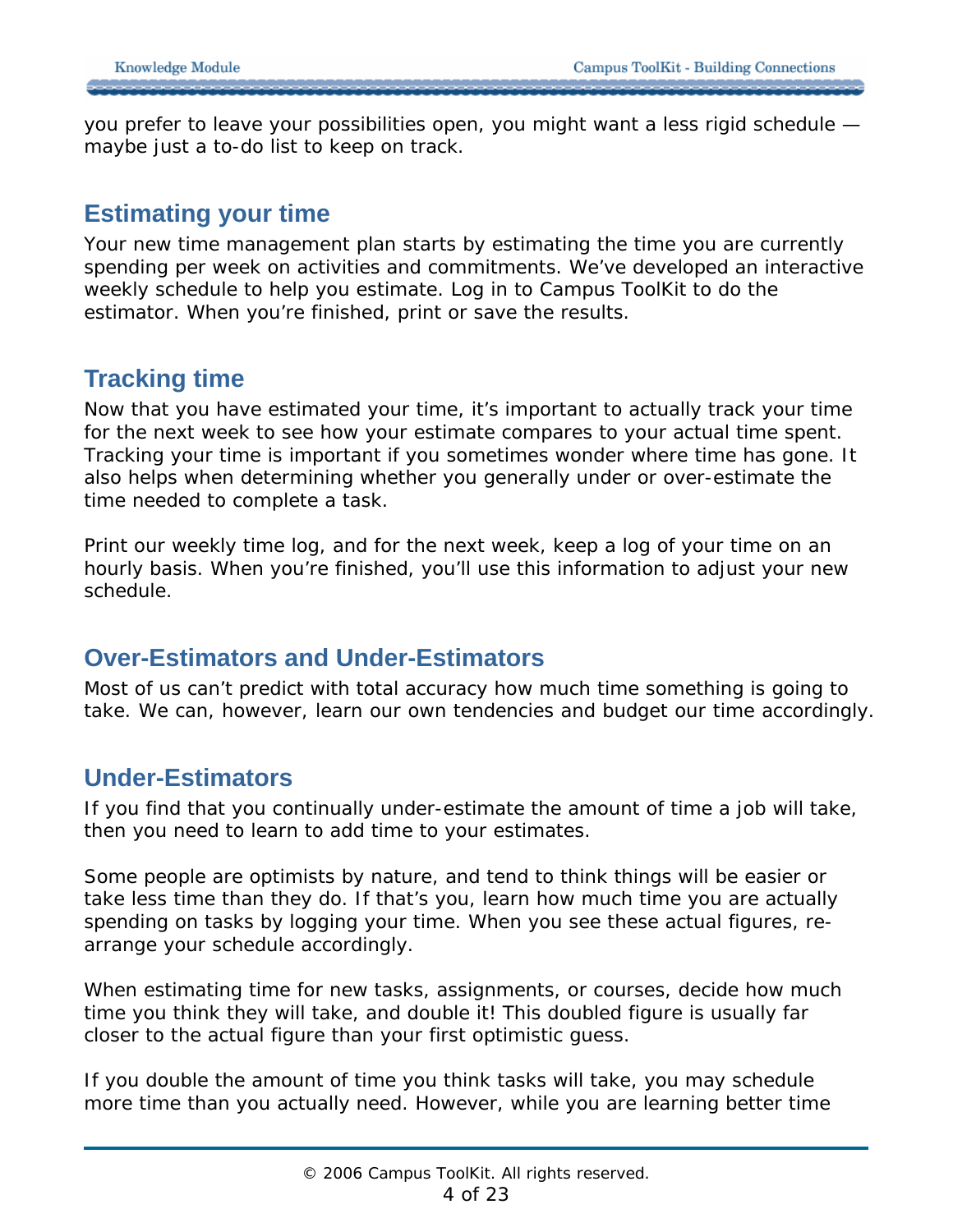you prefer to leave your possibilities open, you might want a less rigid schedule — maybe just a to-do list to keep on track.

## Estimating your time

Your new time management plan starts by estimating the time you are currently spending per week on activities and commitments. We've developed an interactive weekly schedule to help you estimate. Log in to Campus ToolKit to do the estimator. When you're finished, print or save the results.

## Tracking time

Now that you have estimated your time, it's important to actually track your time for the next week to see how your estimate compares to your actual time spent. Tracking your time is important if you sometimes wonder where time has gone. It also helps when determining whether you generally under or over-estimate the time needed to complete a task.

Print our weekly time log, and for the next week, keep a log of your time on an hourly basis. When you're finished, you'll use this information to adjust your new schedule.

## Over-Estimators and Under-Estimators

Most of us can't predict with total accuracy how much time something is going to take. We can, however, learn our own tendencies and budget our time accordingly.

## Under-Estimators

If you find that you continually under-estimate the amount of time a job will take, then you need to learn to add time to your estimates.

Some people are optimists by nature, and tend to think things will be easier or take less time than they do. If that's you, learn how much time you are actually spending on tasks by logging your time. When you see these actual figures, re-arrange your schedule accordingly.

When estimating time for new tasks, assignments, or courses, decide how much time you think they will take, and double it! This doubled figure is usually far closer to the actual figure than your first optimistic guess.

If you double the amount of time you think tasks will take, you may schedule more time than you actually need. However, while you are learning better time